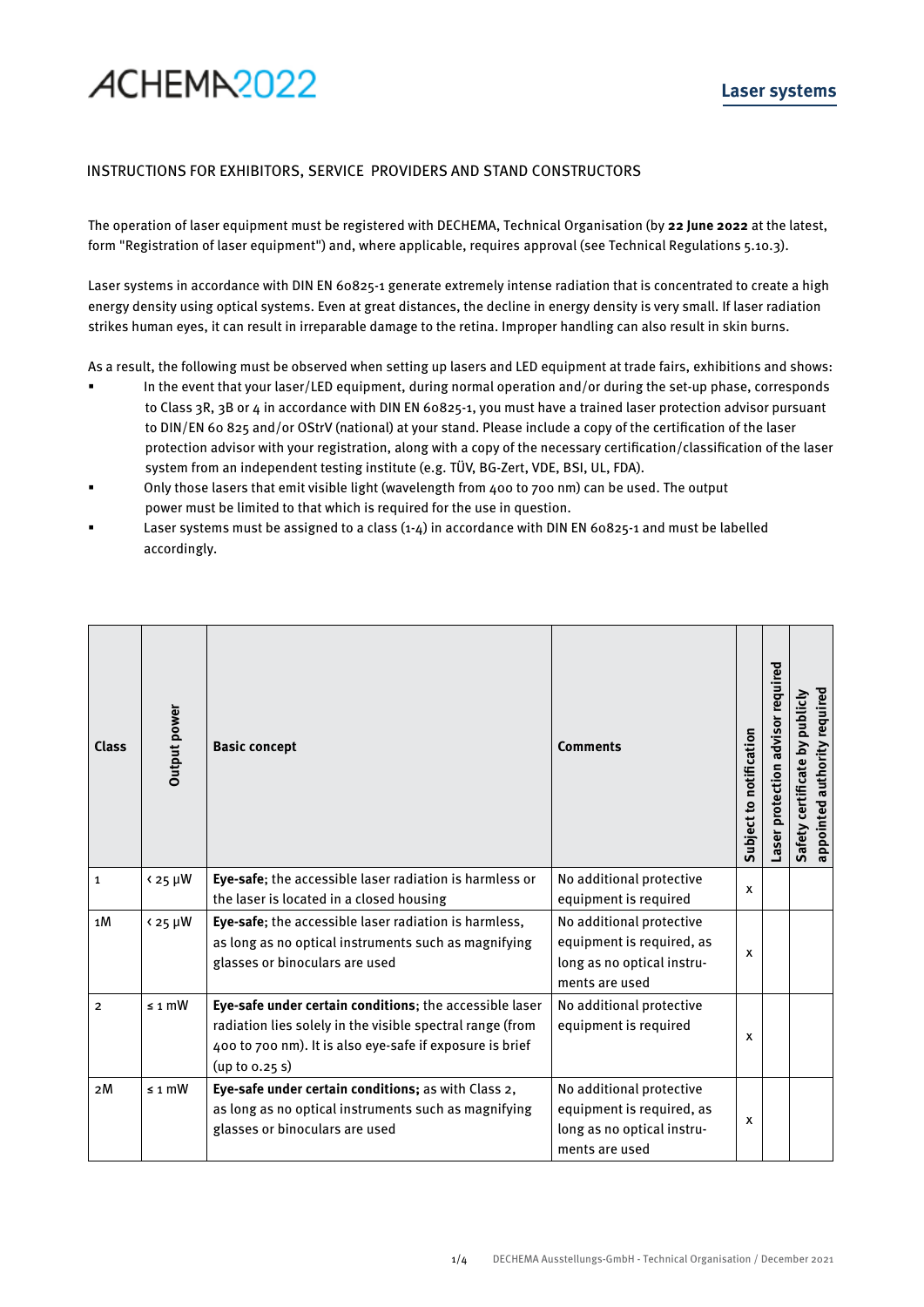# ACHEMA2022

## Laser systems

INSTRUCTIONS FOR EXHIBITORS, SERVICE PROVIDERS AND STAND CONSTRUCTORS

The operation of laser equipment must be registered with DECHEMA, Technical Organisation (by **22 June 2022** at the latest, form "Registration of laser equipment") and, where applicable, requires approval (see Technical Regulations 5.10.3).

Laser systems in accordance with DIN EN 60825-1 generate extremely intense radiation that is concentrated to create a high energy density using optical systems. Even at great distances, the decline in energy density is very small. If laser radiation strikes human eyes, it can result in irreparable damage to the retina. Improper handling can also result in skin burns.

As a result, the following must be observed when setting up lasers and LED equipment at trade fairs, exhibitions and shows:

- In the event that your laser/LED equipment, during normal operation and/or during the set-up phase, corresponds to Class 3R, 3B or 4 in accordance with DIN EN 60825-1, you must have a trained laser protection advisor pursuant to DIN/EN 60 825 and/or OStrV (national) at your stand. Please include a copy of the certification of the laser protection advisor with your registration, along with a copy of the necessary certification/classification of the laser system from an independent testing institute (e.g. TÜV, BG-Zert, VDE, BSI, UL, FDA).
- Only those lasers that emit visible light (wavelength from 400 to 700 nm) can be used. The output power must be limited to that which is required for the use in question.
- Laser systems must be assigned to a class (1-4) in accordance with DIN EN 60825-1 and must be labelled accordingly.

| Class | Output power | Basic concept | Comments | Subject to notification | Laser protection advisor required | Safety certificate by publicly appointed authority required |
|---|---|---|---|---|---|---|
| 1 | < 25 µW | **Eye-safe**; the accessible laser radiation is harmless or the laser is located in a closed housing | No additional protective equipment is required | x | | |
| 1M | < 25 µW | **Eye-safe**; the accessible laser radiation is harmless, as long as no optical instruments such as magnifying glasses or binoculars are used | No additional protective equipment is required, as long as no optical instruments are used | x | | |
| 2 | ≤ 1 mW | **Eye-safe under certain conditions**; the accessible laser radiation lies solely in the visible spectral range (from 400 to 700 nm). It is also eye-safe if exposure is brief (up to 0.25 s) | No additional protective equipment is required | x | | |
| 2M | ≤ 1 mW | **Eye-safe under certain conditions;** as with Class 2, as long as no optical instruments such as magnifying glasses or binoculars are used | No additional protective equipment is required, as long as no optical instruments are used | x | | |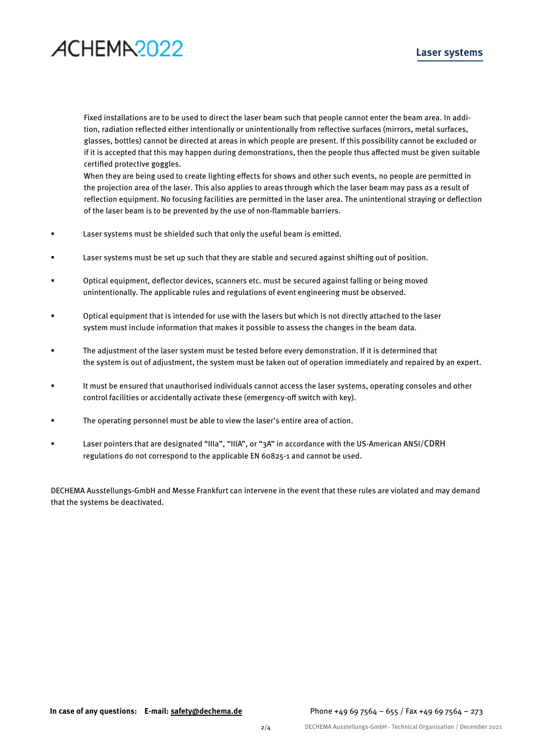Fixed installations are to be used to direct the laser beam such that people cannot enter the beam area. In addition, radiation reflected either intentionally or unintentionally from reflective surfaces (mirrors, metal surfaces, glasses, bottles) cannot be directed at areas in which people are present. If this possibility cannot be excluded or if it is accepted that this may happen during demonstrations, then the people thus affected must be given suitable certified protective goggles.
When they are being used to create lighting effects for shows and other such events, no people are permitted in the projection area of the laser. This also applies to areas through which the laser beam may pass as a result of reflection equipment. No focusing facilities are permitted in the laser area. The unintentional straying or deflection of the laser beam is to be prevented by the use of non-flammable barriers.

- Laser systems must be shielded such that only the useful beam is emitted.
- Laser systems must be set up such that they are stable and secured against shifting out of position.
- Optical equipment, deflector devices, scanners etc. must be secured against falling or being moved unintentionally. The applicable rules and regulations of event engineering must be observed.
- Optical equipment that is intended for use with the lasers but which is not directly attached to the laser system must include information that makes it possible to assess the changes in the beam data.
- The adjustment of the laser system must be tested before every demonstration. If it is determined that the system is out of adjustment, the system must be taken out of operation immediately and repaired by an expert.
- It must be ensured that unauthorised individuals cannot access the laser systems, operating consoles and other control facilities or accidentally activate these (emergency-off switch with key).
- The operating personnel must be able to view the laser's entire area of action.
- Laser pointers that are designated "IIIa", "IIIA", or "3A" in accordance with the US-American ANSI/CDRH regulations do not correspond to the applicable EN 60825-1 and cannot be used.

DECHEMA Ausstellungs-GmbH and Messe Frankfurt can intervene in the event that these rules are violated and may demand that the systems be deactivated.

**In case of any questions: E-mail: safety@dechema.de** Phone +49 69 7564 – 655 / Fax +49 69 7564 – 273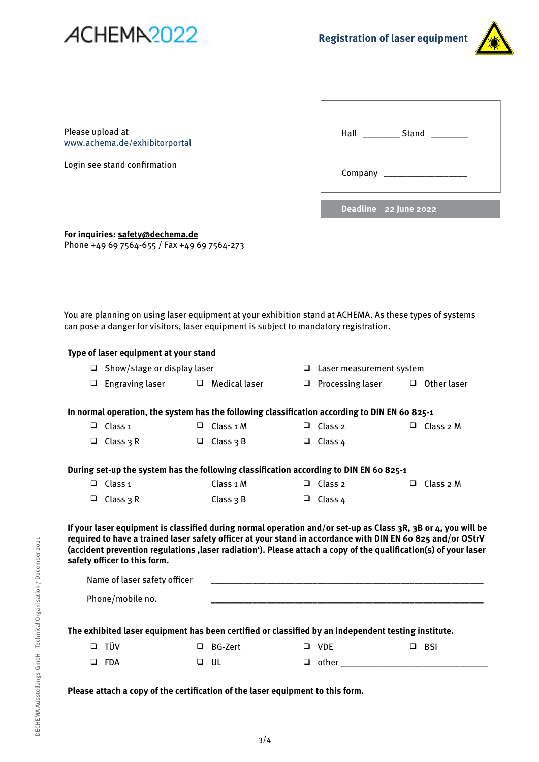ACHEMA2022

## Registration of laser equipment

Please upload at
www.achema.de/exhibitorportal

Login see stand confirmation

Hall ________ Stand ________

Company __________________

**Deadline 22 June 2022**

**For inquiries: safety@dechema.de**
Phone +49 69 7564-655 / Fax +49 69 7564-273

You are planning on using laser equipment at your exhibition stand at ACHEMA. As these types of systems can pose a danger for visitors, laser equipment is subject to mandatory registration.

**Type of laser equipment at your stand**

- ❑ Show/stage or display laser
- ❑ Laser measurement system
- ❑ Engraving laser
- ❑ Medical laser
- ❑ Processing laser
- ❑ Other laser

**In normal operation, the system has the following classification according to DIN EN 60 825-1**

- ❑ Class 1
- ❑ Class 1 M
- ❑ Class 2
- ❑ Class 2 M
- ❑ Class 3 R
- ❑ Class 3 B
- ❑ Class 4

**During set-up the system has the following classification according to DIN EN 60 825-1**

- ❑ Class 1
- Class 1 M
- ❑ Class 2
- ❑ Class 2 M
- ❑ Class 3 R
- Class 3 B
- ❑ Class 4

**If your laser equipment is classified during normal operation and/or set-up as Class 3R, 3B or 4, you will be required to have a trained laser safety officer at your stand in accordance with DIN EN 60 825 and/or OStrV (accident prevention regulations ‚laser radiation'). Please attach a copy of the qualification(s) of your laser safety officer to this form.**

Name of laser safety officer ____________________________________________

Phone/mobile no. ____________________________________________

**The exhibited laser equipment has been certified or classified by an independent testing institute.**

- ❑ TÜV
- ❑ BG-Zert
- ❑ VDE
- ❑ BSI
- ❑ FDA
- ❑ UL
- ❑ other ______________________________

**Please attach a copy of the certification of the laser equipment to this form.**

DECHEMA Ausstellungs-GmbH - Technical Organisation / December 2021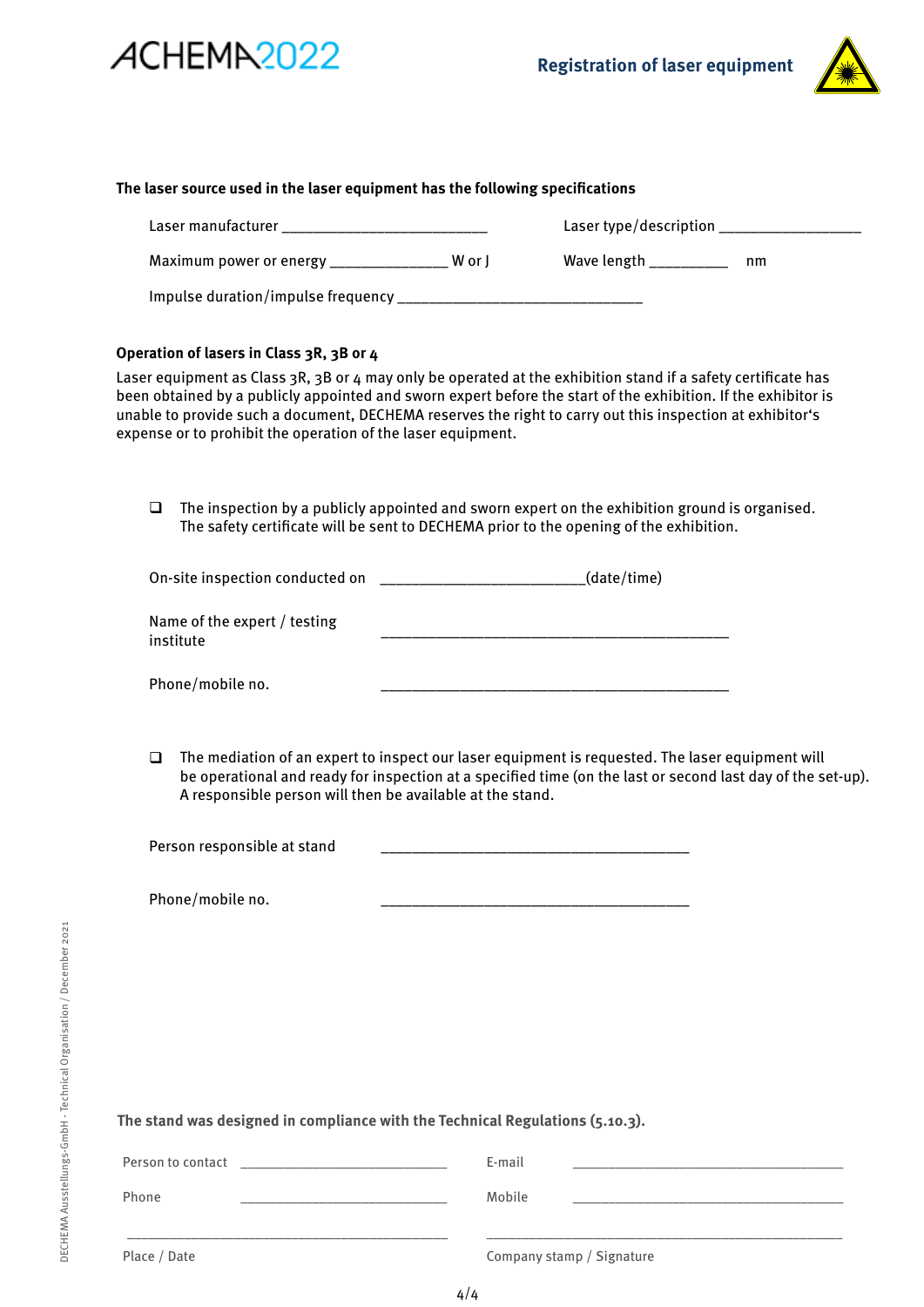# Registration of laser equipment

**The laser source used in the laser equipment has the following specifications**

Laser manufacturer __________________________ Laser type/description __________________

Maximum power or energy _______________ W or J Wave length __________ nm

Impulse duration/impulse frequency _______________________________

**Operation of lasers in Class 3R, 3B or 4**

Laser equipment as Class 3R, 3B or 4 may only be operated at the exhibition stand if a safety certificate has been obtained by a publicly appointed and sworn expert before the start of the exhibition. If the exhibitor is unable to provide such a document, DECHEMA reserves the right to carry out this inspection at exhibitor's expense or to prohibit the operation of the laser equipment.

- ❑ The inspection by a publicly appointed and sworn expert on the exhibition ground is organised. The safety certificate will be sent to DECHEMA prior to the opening of the exhibition.

On-site inspection conducted on __________________________(date/time)

Name of the expert / testing institute ____________________________________________

Phone/mobile no. ____________________________________________

- ❑ The mediation of an expert to inspect our laser equipment is requested. The laser equipment will be operational and ready for inspection at a specified time (on the last or second last day of the set-up). A responsible person will then be available at the stand.

Person responsible at stand _______________________________________

Phone/mobile no. _______________________________________

**The stand was designed in compliance with the Technical Regulations (5.10.3).**

Person to contact ___________________________ E-mail ____________________________________

Phone ___________________________ Mobile ____________________________________

_____________________________________________ _____________________________________________

Place / Date Company stamp / Signature

DECHEMA Ausstellungs-GmbH - Technical Organisation / December 2021